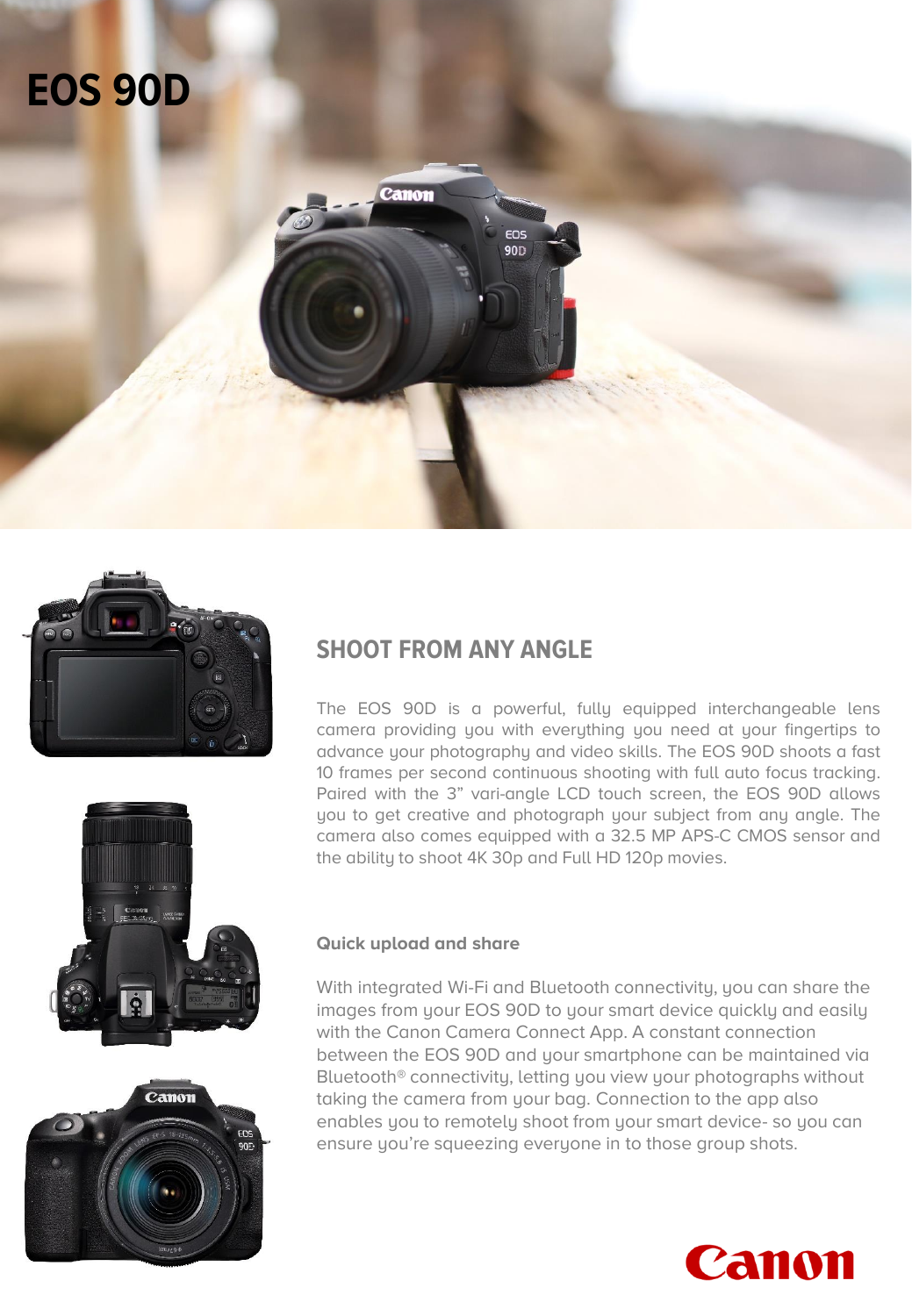# EOS 90D

## SHOOT FROM ANY ANGLE

The EOS 90D is a powerful, fully equipped interchangeable lens camera providing you with everything you need at your fingertips to advance your photography and video skills. The EOS 90D shoots a fast 10 frames per second continuous shooting with full auto focus tracking. Paired with the 3" vari-angle LCD touch screen, the EOS 90D allows you to get creative and photograph your subject from any angle. The camera also comes equipped with a 32.5 MP APS-C CMOS sensor and the ability to shoot 4K 30p and Full HD 120p movies.

### Quick upload and share

With integrated Wi-Fi and Bluetooth connectivity, you can share the images from your EOS 90D to your smart device quickly and easily with the Canon Camera Connect App. A constant connection between the EOS 90D and your smartphone can be maintained via Bluetooth® connectivity, letting you view your photographs without taking the camera from your bag. Connection to the app also enables you to remotely shoot from your smart device- so you can ensure you're squeezing everyone in to those group shots.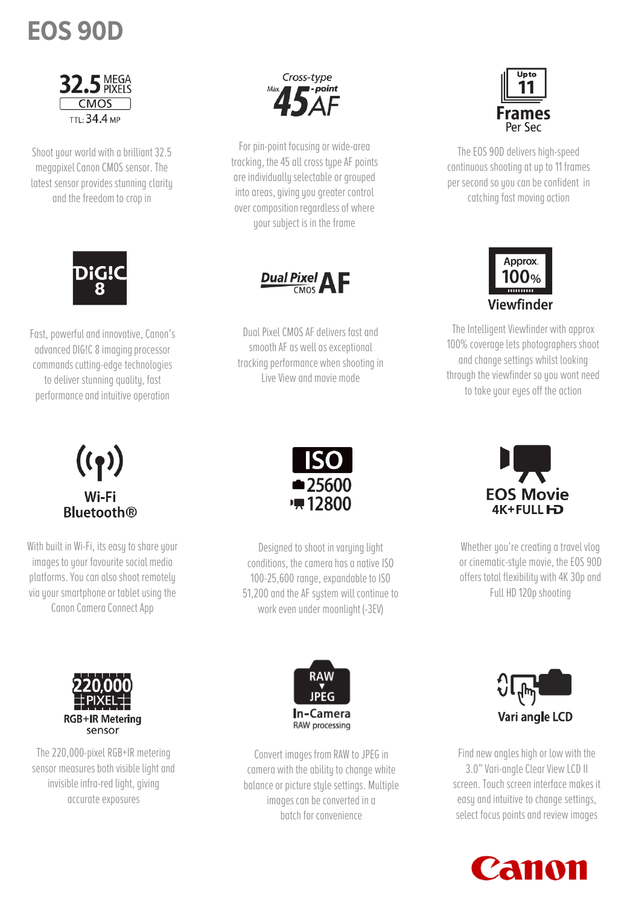# EOS 90D

**32.5 MEGA PIXELS CMOS**
TTL: 34.4 MP

Shoot your world with a brilliant 32.5 megapixel Canon CMOS sensor. The latest sensor provides stunning clarity and the freedom to crop in

**Cross-type Max. 45-point AF**

For pin-point focusing or wide-area tracking, the 45 all cross type AF points are individually selectable or grouped into areas, giving you greater control over composition regardless of where your subject is in the frame

**Up to 11 Frames Per Sec**

The EOS 90D delivers high-speed continuous shooting at up to 11 frames per second so you can be confident in catching fast moving action

**DIG!C 8**

Fast, powerful and innovative, Canon's advanced DIG!C 8 imaging processor commands cutting-edge technologies to deliver stunning quality, fast performance and intuitive operation

**Dual Pixel CMOS AF**

Dual Pixel CMOS AF delivers fast and smooth AF as well as exceptional tracking performance when shooting in Live View and movie mode

**Approx. 100% Viewfinder**

The Intelligent Viewfinder with approx 100% coverage lets photographers shoot and change settings whilst looking through the viewfinder so you wont need to take your eyes off the action

**Wi-Fi Bluetooth®**

With built in Wi-Fi, its easy to share your images to your favourite social media platforms. You can also shoot remotely via your smartphone or tablet using the Canon Camera Connect App

**ISO 25600 12800**

Designed to shoot in varying light conditions, the camera has a native ISO 100-25,600 range, expandable to ISO 51,200 and the AF system will continue to work even under moonlight (-3EV)

**EOS Movie 4K+FULL HD**

Whether you're creating a travel vlog or cinematic-style movie, the EOS 90D offers total flexibility with 4K 30p and Full HD 120p shooting

**220,000 PIXEL RGB+IR Metering sensor**

The 220,000-pixel RGB+IR metering sensor measures both visible light and invisible infra-red light, giving accurate exposures

**RAW ▼ JPEG In-Camera RAW processing**

Convert images from RAW to JPEG in camera with the ability to change white balance or picture style settings. Multiple images can be converted in a batch for convenience

**Vari angle LCD**

Find new angles high or low with the 3.0" Vari-angle Clear View LCD II screen. Touch screen interface makes it easy and intuitive to change settings, select focus points and review images

Canon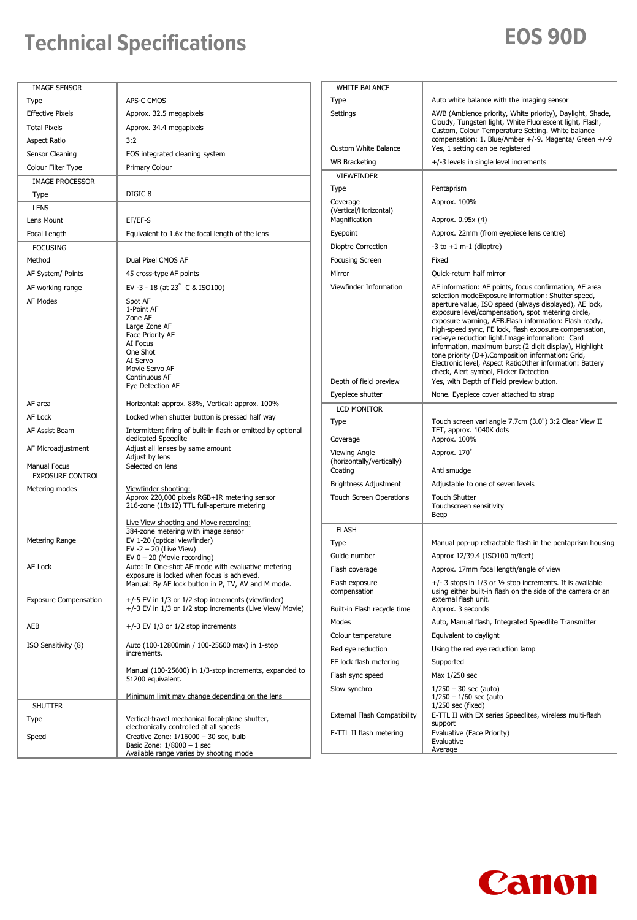# Technical Specifications

## EOS 90D

| IMAGE SENSOR | |
|---|---|
| Type | APS-C CMOS |
| Effective Pixels | Approx. 32.5 megapixels |
| Total Pixels | Approx. 34.4 megapixels |
| Aspect Ratio | 3:2 |
| Sensor Cleaning | EOS integrated cleaning system |
| Colour Filter Type | Primary Colour |
| **IMAGE PROCESSOR** | |
| Type | DIGIC 8 |
| **LENS** | |
| Lens Mount | EF/EF-S |
| Focal Length | Equivalent to 1.6x the focal length of the lens |
| **FOCUSING** | |
| Method | Dual Pixel CMOS AF |
| AF System/ Points | 45 cross-type AF points |
| AF working range | EV -3 - 18 (at 23° C & ISO100) |
| AF Modes | Spot AF<br>1-Point AF<br>Zone AF<br>Large Zone AF<br>Face Priority AF<br>AI Focus<br>One Shot<br>AI Servo<br>Movie Servo AF<br>Continuous AF<br>Eye Detection AF |
| AF area | Horizontal: approx. 88%, Vertical: approx. 100% |
| AF Lock | Locked when shutter button is pressed half way |
| AF Assist Beam | Intermittent firing of built-in flash or emitted by optional dedicated Speedlite |
| AF Microadjustment | Adjust all lenses by same amount<br>Adjust by lens |
| Manual Focus | Selected on lens |
| **EXPOSURE CONTROL** | |
| Metering modes | Viewfinder shooting:<br>Approx 220,000 pixels RGB+IR metering sensor<br>216-zone (18x12) TTL full-aperture metering<br><br>Live View shooting and Move recording:<br>384-zone metering with image sensor |
| Metering Range | EV 1-20 (optical viewfinder)<br>EV -2 – 20 (Live View)<br>EV 0 – 20 (Movie recording) |
| AE Lock | Auto: In One-shot AF mode with evaluative metering exposure is locked when focus is achieved.<br>Manual: By AE lock button in P, TV, AV and M mode. |
| Exposure Compensation | +/-5 EV in 1/3 or 1/2 stop increments (viewfinder)<br>+/-3 EV in 1/3 or 1/2 stop increments (Live View/ Movie) |
| AEB | +/-3 EV 1/3 or 1/2 stop increments |
| ISO Sensitivity (8) | Auto (100-12800min / 100-25600 max) in 1-stop increments.<br><br>Manual (100-25600) in 1/3-stop increments, expanded to 51200 equivalent.<br><br>Minimum limit may change depending on the lens |
| **SHUTTER** | |
| Type | Vertical-travel mechanical focal-plane shutter, electronically controlled at all speeds |
| Speed | Creative Zone: 1/16000 – 30 sec, bulb<br>Basic Zone: 1/8000 – 1 sec<br>Available range varies by shooting mode |

| WHITE BALANCE | |
|---|---|
| Type | Auto white balance with the imaging sensor |
| Settings | AWB (Ambience priority, White priority), Daylight, Shade, Cloudy, Tungsten light, White Fluorescent light, Flash, Custom, Colour Temperature Setting. White balance compensation: 1. Blue/Amber +/-9. Magenta/ Green +/-9 |
| Custom White Balance | Yes, 1 setting can be registered |
| WB Bracketing | +/-3 levels in single level increments |
| **VIEWFINDER** | |
| Type | Pentaprism |
| Coverage (Vertical/Horizontal) | Approx. 100% |
| Magnification | Approx. 0.95x (4) |
| Eyepoint | Approx. 22mm (from eyepiece lens centre) |
| Dioptre Correction | -3 to +1 m-1 (dioptre) |
| Focusing Screen | Fixed |
| Mirror | Quick-return half mirror |
| Viewfinder Information | AF information: AF points, focus confirmation, AF area selection modeExposure information: Shutter speed, aperture value, ISO speed (always displayed), AE lock, exposure level/compensation, spot metering circle, exposure warning, AEB.Flash information: Flash ready, high-speed sync, FE lock, flash exposure compensation, red-eye reduction light.Image information: Card information, maximum burst (2 digit display), Highlight tone priority (D+).Composition information: Grid, Electronic level, Aspect RatioOther information: Battery check, Alert symbol, Flicker Detection |
| Depth of field preview | Yes, with Depth of Field preview button. |
| Eyepiece shutter | None. Eyepiece cover attached to strap |
| **LCD MONITOR** | |
| Type | Touch screen vari angle 7.7cm (3.0") 3:2 Clear View II TFT, approx. 1040K dots |
| Coverage | Approx. 100% |
| Viewing Angle (horizontally/vertically) | Approx. 170° |
| Coating | Anti smudge |
| Brightness Adjustment | Adjustable to one of seven levels |
| Touch Screen Operations | Touch Shutter<br>Touchscreen sensitivity<br>Beep |
| **FLASH** | |
| Type | Manual pop-up retractable flash in the pentaprism housing |
| Guide number | Approx 12/39.4 (ISO100 m/feet) |
| Flash coverage | Approx. 17mm focal length/angle of view |
| Flash exposure compensation | +/- 3 stops in 1/3 or ½ stop increments. It is available using either built-in flash on the side of the camera or an external flash unit. |
| Built-in Flash recycle time | Approx. 3 seconds |
| Modes | Auto, Manual flash, Integrated Speedlite Transmitter |
| Colour temperature | Equivalent to daylight |
| Red eye reduction | Using the red eye reduction lamp |
| FE lock flash metering | Supported |
| Flash sync speed | Max 1/250 sec |
| Slow synchro | 1/250 – 30 sec (auto)<br>1/250 – 1/60 sec (auto<br>1/250 sec (fixed) |
| External Flash Compatibility | E-TTL II with EX series Speedlites, wireless multi-flash support |
| E-TTL II flash metering | Evaluative (Face Priority)<br>Evaluative<br>Average |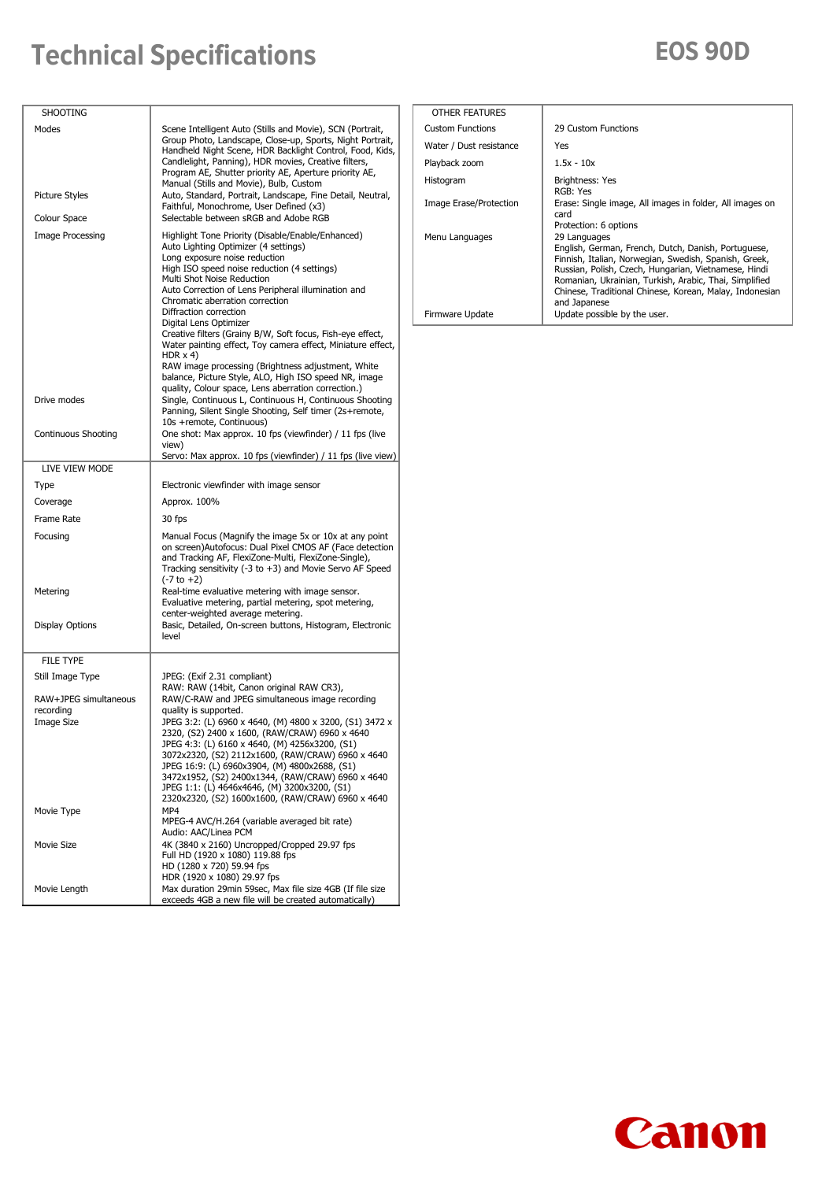# Technical Specifications

## EOS 90D

| SHOOTING | |
|---|---|
| Modes | Scene Intelligent Auto (Stills and Movie), SCN (Portrait, Group Photo, Landscape, Close-up, Sports, Night Portrait, Handheld Night Scene, HDR Backlight Control, Food, Kids, Candlelight, Panning), HDR movies, Creative filters, Program AE, Shutter priority AE, Aperture priority AE, Manual (Stills and Movie), Bulb, Custom |
| Picture Styles | Auto, Standard, Portrait, Landscape, Fine Detail, Neutral, Faithful, Monochrome, User Defined (x3) |
| Colour Space | Selectable between sRGB and Adobe RGB |
| Image Processing | Highlight Tone Priority (Disable/Enable/Enhanced)<br>Auto Lighting Optimizer (4 settings)<br>Long exposure noise reduction<br>High ISO speed noise reduction (4 settings)<br>Multi Shot Noise Reduction<br>Auto Correction of Lens Peripheral illumination and Chromatic aberration correction<br>Diffraction correction<br>Digital Lens Optimizer<br>Creative filters (Grainy B/W, Soft focus, Fish-eye effect, Water painting effect, Toy camera effect, Miniature effect, HDR x 4)<br>RAW image processing (Brightness adjustment, White balance, Picture Style, ALO, High ISO speed NR, image quality, Colour space, Lens aberration correction.) |
| Drive modes | Single, Continuous L, Continuous H, Continuous Shooting Panning, Silent Single Shooting, Self timer (2s+remote, 10s +remote, Continuous) |
| Continuous Shooting | One shot: Max approx. 10 fps (viewfinder) / 11 fps (live view)<br>Servo: Max approx. 10 fps (viewfinder) / 11 fps (live view) |
| **LIVE VIEW MODE** | |
| Type | Electronic viewfinder with image sensor |
| Coverage | Approx. 100% |
| Frame Rate | 30 fps |
| Focusing | Manual Focus (Magnify the image 5x or 10x at any point on screen)Autofocus: Dual Pixel CMOS AF (Face detection and Tracking AF, FlexiZone-Multi, FlexiZone-Single), Tracking sensitivity (-3 to +3) and Movie Servo AF Speed (-7 to +2) |
| Metering | Real-time evaluative metering with image sensor. Evaluative metering, partial metering, spot metering, center-weighted average metering. |
| Display Options | Basic, Detailed, On-screen buttons, Histogram, Electronic level |
| **FILE TYPE** | |
| Still Image Type | JPEG: (Exif 2.31 compliant)<br>RAW: RAW (14bit, Canon original RAW CR3), |
| RAW+JPEG simultaneous recording | RAW/C-RAW and JPEG simultaneous image recording quality is supported. |
| Image Size | JPEG 3:2: (L) 6960 x 4640, (M) 4800 x 3200, (S1) 3472 x 2320, (S2) 2400 x 1600, (RAW/CRAW) 6960 x 4640<br>JPEG 4:3: (L) 6160 x 4640, (M) 4256x3200, (S1) 3072x2320, (S2) 2112x1600, (RAW/CRAW) 6960 x 4640<br>JPEG 16:9: (L) 6960x3904, (M) 4800x2688, (S1) 3472x1952, (S2) 2400x1344, (RAW/CRAW) 6960 x 4640<br>JPEG 1:1: (L) 4646x4646, (M) 3200x3200, (S1) 2320x2320, (S2) 1600x1600, (RAW/CRAW) 6960 x 4640 |
| Movie Type | MP4<br>MPEG-4 AVC/H.264 (variable averaged bit rate)<br>Audio: AAC/Linea PCM |
| Movie Size | 4K (3840 x 2160) Uncropped/Cropped 29.97 fps<br>Full HD (1920 x 1080) 119.88 fps<br>HD (1280 x 720) 59.94 fps<br>HDR (1920 x 1080) 29.97 fps |
| Movie Length | Max duration 29min 59sec, Max file size 4GB (If file size exceeds 4GB a new file will be created automatically) |

| OTHER FEATURES | |
|---|---|
| Custom Functions | 29 Custom Functions |
| Water / Dust resistance | Yes |
| Playback zoom | 1.5x - 10x |
| Histogram | Brightness: Yes<br>RGB: Yes |
| Image Erase/Protection | Erase: Single image, All images in folder, All images on card<br>Protection: 6 options |
| Menu Languages | 29 Languages<br>English, German, French, Dutch, Danish, Portuguese, Finnish, Italian, Norwegian, Swedish, Spanish, Greek, Russian, Polish, Czech, Hungarian, Vietnamese, Hindi Romanian, Ukrainian, Turkish, Arabic, Thai, Simplified Chinese, Traditional Chinese, Korean, Malay, Indonesian and Japanese |
| Firmware Update | Update possible by the user. |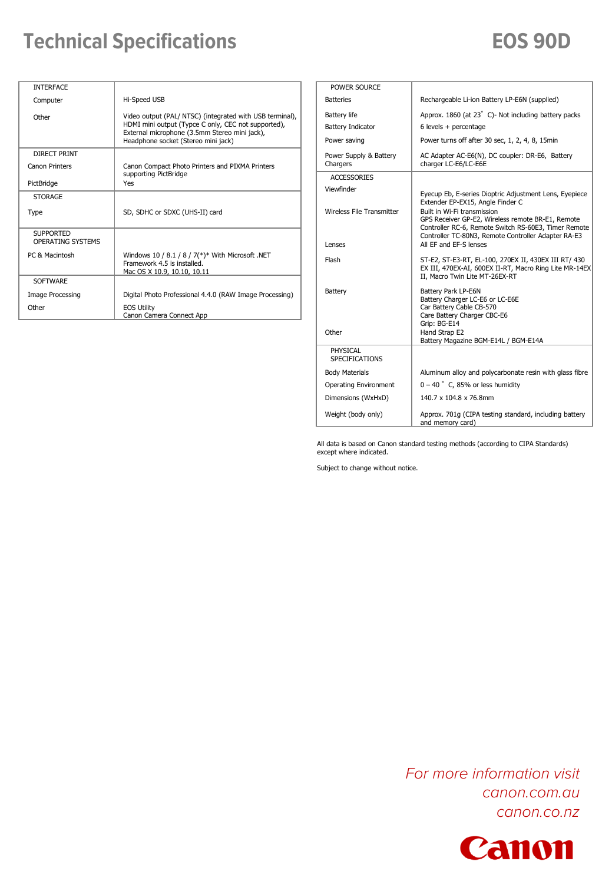# Technical Specifications

# EOS 90D

| | |
|---|---|
| **INTERFACE** | |
| Computer | Hi-Speed USB |
| Other | Video output (PAL/ NTSC) (integrated with USB terminal), HDMI mini output (Typce C only, CEC not supported), External microphone (3.5mm Stereo mini jack), Headphone socket (Stereo mini jack) |
| **DIRECT PRINT** | |
| Canon Printers | Canon Compact Photo Printers and PIXMA Printers supporting PictBridge |
| PictBridge | Yes |
| **STORAGE** | |
| Type | SD, SDHC or SDXC (UHS-II) card |
| **SUPPORTED OPERATING SYSTEMS** | |
| PC & Macintosh | Windows 10 / 8.1 / 8 / 7(*)* With Microsoft .NET Framework 4.5 is installed.<br>Mac OS X 10.9, 10.10, 10.11 |
| **SOFTWARE** | |
| Image Processing | Digital Photo Professional 4.4.0 (RAW Image Processing) |
| Other | EOS Utility<br>Canon Camera Connect App |

| | |
|---|---|
| **POWER SOURCE** | |
| Batteries | Rechargeable Li-ion Battery LP-E6N (supplied) |
| Battery life | Approx. 1860 (at 23° C)- Not including battery packs |
| Battery Indicator | 6 levels + percentage |
| Power saving | Power turns off after 30 sec, 1, 2, 4, 8, 15min |
| Power Supply & Battery Chargers | AC Adapter AC-E6(N), DC coupler: DR-E6, Battery charger LC-E6/LC-E6E |
| **ACCESSORIES** | |
| Viewfinder | Eyecup Eb, E-series Dioptric Adjustment Lens, Eyepiece Extender EP-EX15, Angle Finder C |
| Wireless File Transmitter | Built in Wi-Fi transmission<br>GPS Receiver GP-E2, Wireless remote BR-E1, Remote Controller RC-6, Remote Switch RS-60E3, Timer Remote Controller TC-80N3, Remote Controller Adapter RA-E3 |
| Lenses | All EF and EF-S lenses |
| Flash | ST-E2, ST-E3-RT, EL-100, 270EX II, 430EX III RT/ 430 EX III, 470EX-AI, 600EX II-RT, Macro Ring Lite MR-14EX II, Macro Twin Lite MT-26EX-RT |
| Battery | Battery Park LP-E6N<br>Battery Charger LC-E6 or LC-E6E<br>Car Battery Cable CB-570<br>Care Battery Charger CBC-E6<br>Grip: BG-E14 |
| Other | Hand Strap E2<br>Battery Magazine BGM-E14L / BGM-E14A |
| **PHYSICAL SPECIFICATIONS** | |
| Body Materials | Aluminum alloy and polycarbonate resin with glass fibre |
| Operating Environment | 0 – 40 ° C, 85% or less humidity |
| Dimensions (WxHxD) | 140.7 x 104.8 x 76.8mm |
| Weight (body only) | Approx. 701g (CIPA testing standard, including battery and memory card) |

All data is based on Canon standard testing methods (according to CIPA Standards) except where indicated.

Subject to change without notice.

*For more information visit*
*canon.com.au*
*canon.co.nz*

Canon